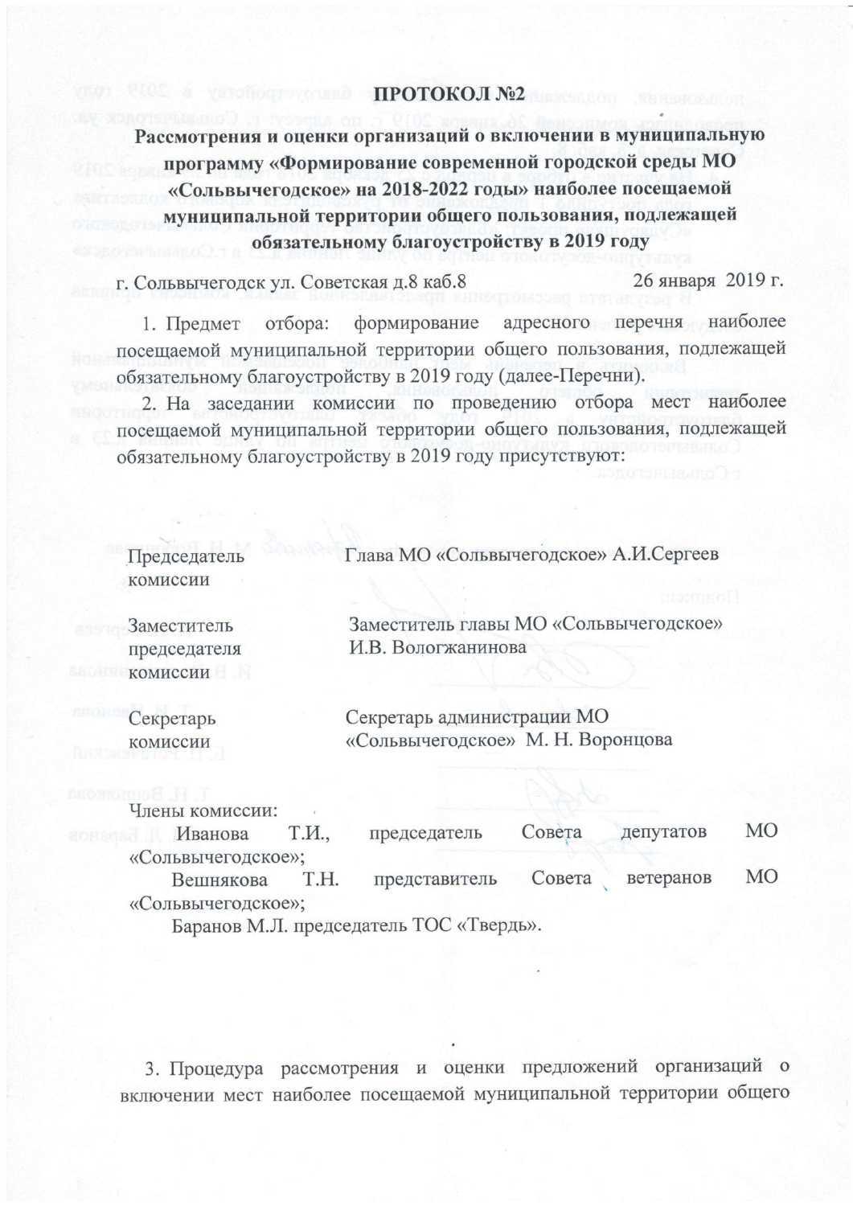# ПРОТОКОЛ №2

## Рассмотрения и оценки организаций о включении в муниципальную программу «Формирование современной городской среды МО «Сольвычегодское» на 2018-2022 годы» наиболее посещаемой муниципальной территории общего пользования, подлежащей обязательному благоустройству в 2019 году

г. Сольвычегодск ул. Советская д.8 каб.8 — 26 января 2019 г.

1. Предмет отбора: формирование адресного перечня наиболее посещаемой муниципальной территории общего пользования, подлежащей обязательному благоустройству в 2019 году (далее-Перечни).
2. На заседании комиссии по проведению отбора мест наиболее посещаемой муниципальной территории общего пользования, подлежащей обязательному благоустройству в 2019 году присутствуют:

| | |
|---|---|
| Председатель комиссии | Глава МО «Сольвычегодское» А.И.Сергеев |
| Заместитель председателя комиссии | Заместитель главы МО «Сольвычегодское» И.В. Вологжанинова |
| Секретарь комиссии | Секретарь администрации МО «Сольвычегодское» М. Н. Воронцова |

Члены комиссии:

Иванова Т.И., председатель Совета депутатов МО «Сольвычегодское»;

Вешнякова Т.Н. представитель Совета ветеранов МО «Сольвычегодское»;

Баранов М.Л. председатель ТОС «Твердь».

3. Процедура рассмотрения и оценки предложений организаций о включении мест наиболее посещаемой муниципальной территории общего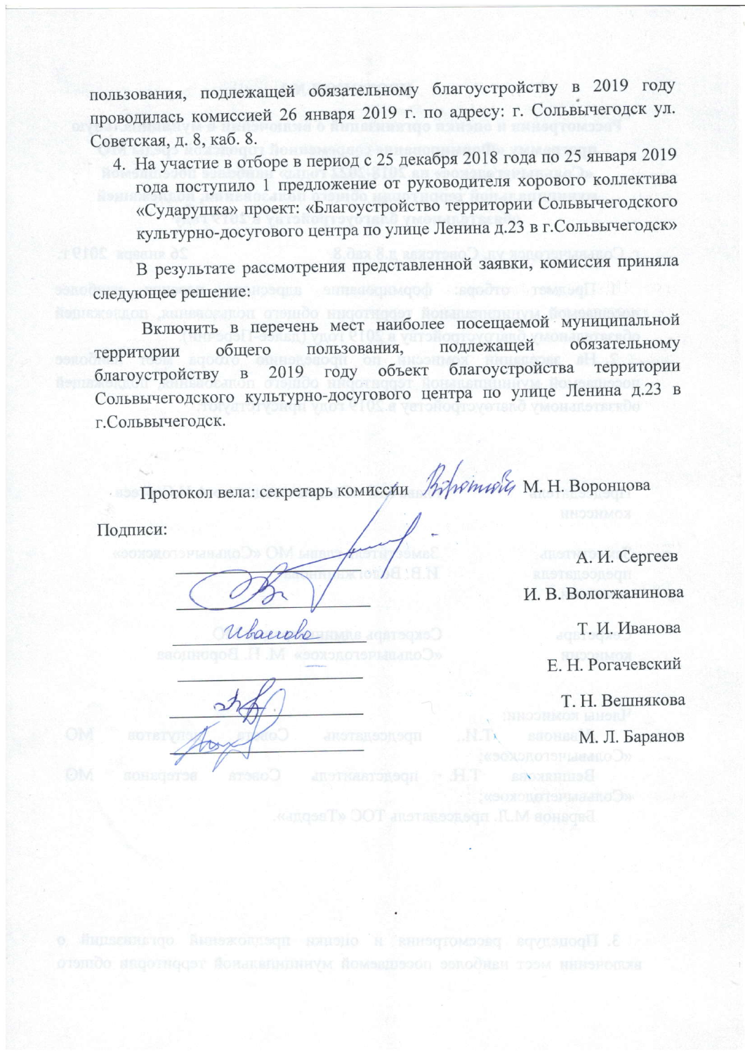пользования, подлежащей обязательному благоустройству в 2019 году проводилась комиссией 26 января 2019 г. по адресу: г. Сольвычегодск ул. Советская, д. 8, каб. 8.

4. На участие в отборе в период с 25 декабря 2018 года по 25 января 2019 года поступило 1 предложение от руководителя хорового коллектива «Сударушка» проект: «Благоустройство территории Сольвычегодского культурно-досугового центра по улице Ленина д.23 в г.Сольвычегодск»

В результате рассмотрения представленной заявки, комиссия приняла следующее решение:

Включить в перечень мест наиболее посещаемой муниципальной территории общего пользования, подлежащей обязательному благоустройству в 2019 году объект благоустройства территории Сольвычегодского культурно-досугового центра по улице Ленина д.23 в г.Сольвычегодск.

Протокол вела: секретарь комиссии М. Н. Воронцова

Подписи:

А. И. Сергеев

И. В. Вологжанинова

Т. И. Иванова

Е. Н. Рогачевский

Т. Н. Вешнякова

М. Л. Баранов